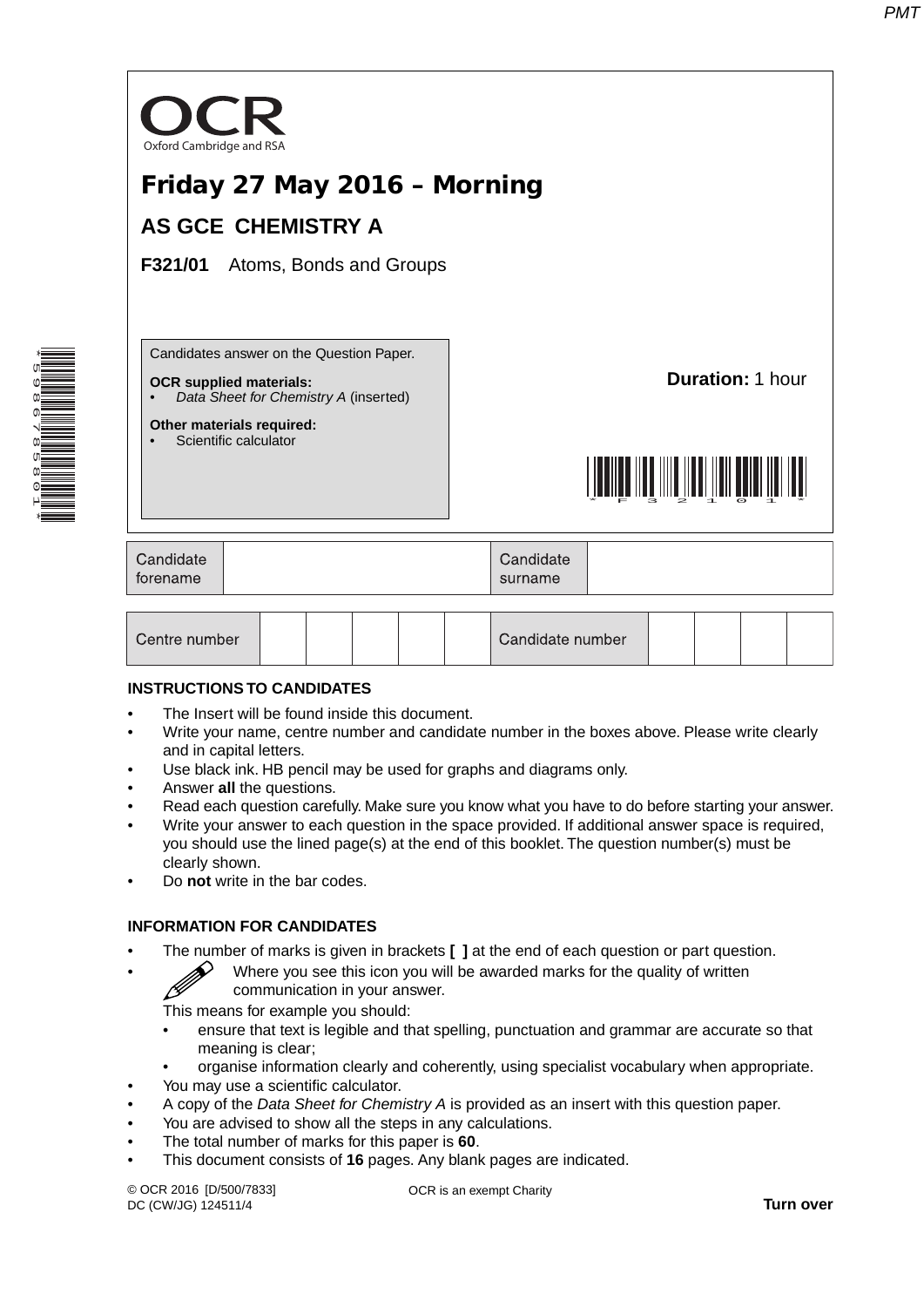OCR
Oxford Cambridge and RSA

# Friday 27 May 2016 – Morning

## AS GCE CHEMISTRY A

**F321/01** Atoms, Bonds and Groups

Candidates answer on the Question Paper.

**OCR supplied materials:**
- *Data Sheet for Chemistry A* (inserted)

**Other materials required:**
- Scientific calculator

**Duration:** 1 hour

| Candidate forename | | Candidate surname | |
|---|---|---|---|

| Centre number | | | | | | Candidate number | | | | |
|---|---|---|---|---|---|---|---|---|---|---|

**INSTRUCTIONS TO CANDIDATES**

- The Insert will be found inside this document.
- Write your name, centre number and candidate number in the boxes above. Please write clearly and in capital letters.
- Use black ink. HB pencil may be used for graphs and diagrams only.
- Answer **all** the questions.
- Read each question carefully. Make sure you know what you have to do before starting your answer.
- Write your answer to each question in the space provided. If additional answer space is required, you should use the lined page(s) at the end of this booklet. The question number(s) must be clearly shown.
- Do **not** write in the bar codes.

**INFORMATION FOR CANDIDATES**

- The number of marks is given in brackets **[ ]** at the end of each question or part question.
- Where you see this icon you will be awarded marks for the quality of written communication in your answer.
  This means for example you should:
  - ensure that text is legible and that spelling, punctuation and grammar are accurate so that meaning is clear;
  - organise information clearly and coherently, using specialist vocabulary when appropriate.
- You may use a scientific calculator.
- A copy of the *Data Sheet for Chemistry A* is provided as an insert with this question paper.
- You are advised to show all the steps in any calculations.
- The total number of marks for this paper is **60**.
- This document consists of **16** pages. Any blank pages are indicated.

© OCR 2016 [D/500/7833]
DC (CW/JG) 124511/4

OCR is an exempt Charity

**Turn over**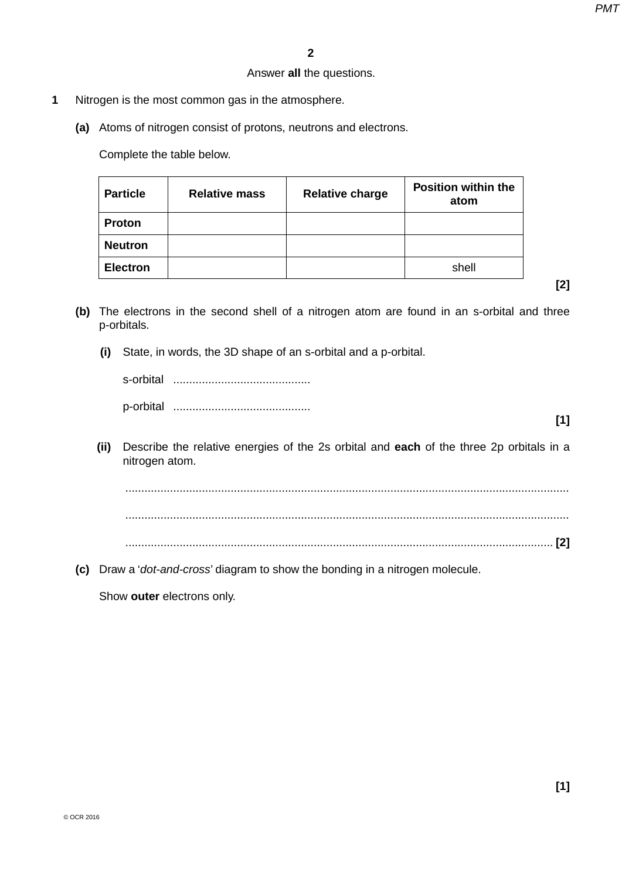Answer **all** the questions.

**1** Nitrogen is the most common gas in the atmosphere.

**(a)** Atoms of nitrogen consist of protons, neutrons and electrons.

Complete the table below.

| Particle | Relative mass | Relative charge | Position within the atom |
|---|---|---|---|
| **Proton** | | | |
| **Neutron** | | | |
| **Electron** | | | shell |

**[2]**

**(b)** The electrons in the second shell of a nitrogen atom are found in an s-orbital and three p-orbitals.

**(i)** State, in words, the 3D shape of an s-orbital and a p-orbital.

s-orbital ...........................................

p-orbital ...........................................

**[1]**

**(ii)** Describe the relative energies of the 2s orbital and **each** of the three 2p orbitals in a nitrogen atom.

...........................................................................................................................................

...........................................................................................................................................

........................................................................................................................................... **[2]**

**(c)** Draw a '*dot-and-cross*' diagram to show the bonding in a nitrogen molecule.

Show **outer** electrons only.

**[1]**

© OCR 2016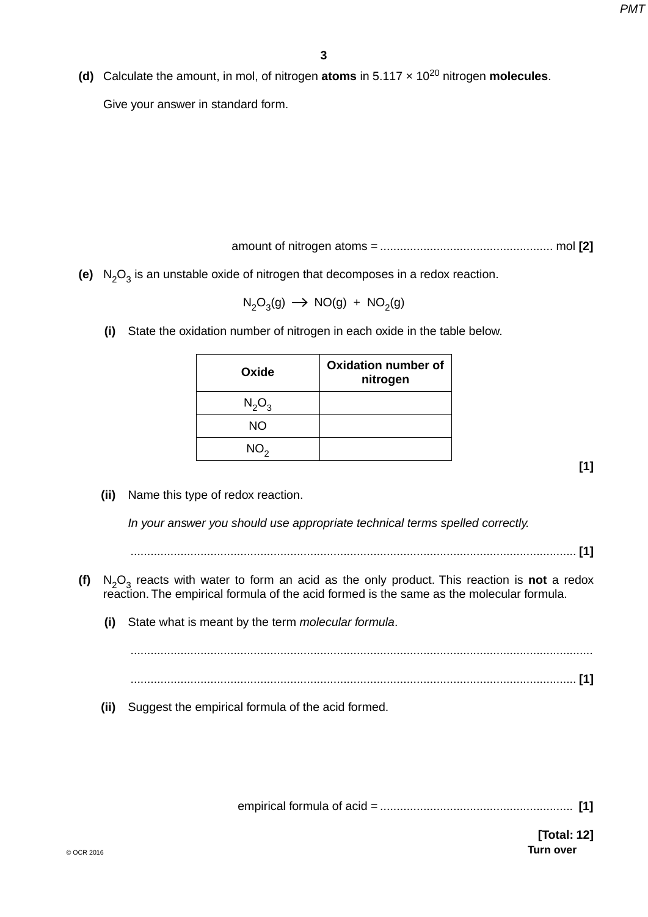**(d)** Calculate the amount, in mol, of nitrogen **atoms** in $5.117 \times 10^{20}$ nitrogen **molecules**.

Give your answer in standard form.

amount of nitrogen atoms = .................................................... mol **[2]**

**(e)** $N_2O_3$ is an unstable oxide of nitrogen that decomposes in a redox reaction.

$$N_2O_3(g) \longrightarrow NO(g) + NO_2(g)$$

**(i)** State the oxidation number of nitrogen in each oxide in the table below.

| Oxide | Oxidation number of nitrogen |
|---|---|
| $N_2O_3$ | |
| $NO$ | |
| $NO_2$ | |

**[1]**

**(ii)** Name this type of redox reaction.

*In your answer you should use appropriate technical terms spelled correctly.*

...................................................................................................................................... **[1]**

**(f)** $N_2O_3$ reacts with water to form an acid as the only product. This reaction is **not** a redox reaction. The empirical formula of the acid formed is the same as the molecular formula.

**(i)** State what is meant by the term *molecular formula*.

......................................................................................................................................

...................................................................................................................................... **[1]**

**(ii)** Suggest the empirical formula of the acid formed.

empirical formula of acid = .......................................................... **[1]**

**[Total: 12]**

**Turn over**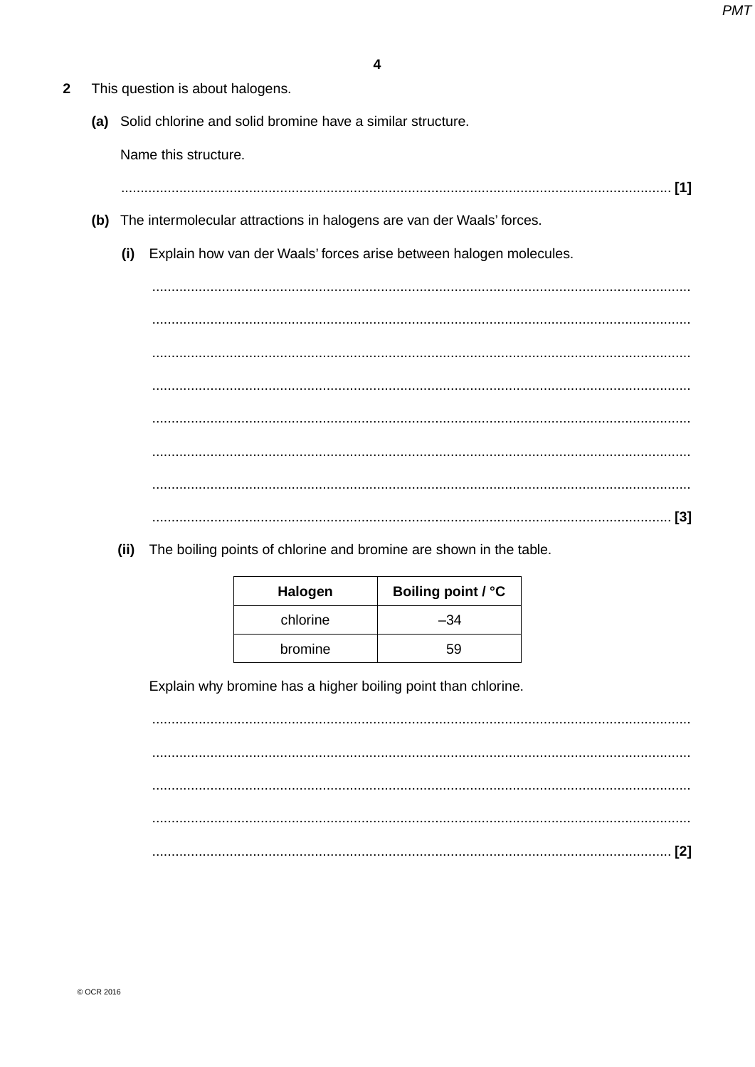**2** This question is about halogens.

**(a)** Solid chlorine and solid bromine have a similar structure.

Name this structure.

........................................................................................................................................ **[1]**

**(b)** The intermolecular attractions in halogens are van der Waals' forces.

**(i)** Explain how van der Waals' forces arise between halogen molecules.

........................................................................................................................................

........................................................................................................................................

........................................................................................................................................

........................................................................................................................................

........................................................................................................................................

........................................................................................................................................

........................................................................................................................................

........................................................................................................................................ **[3]**

**(ii)** The boiling points of chlorine and bromine are shown in the table.

| Halogen | Boiling point / °C |
|---|---|
| chlorine | –34 |
| bromine | 59 |

Explain why bromine has a higher boiling point than chlorine.

........................................................................................................................................

........................................................................................................................................

........................................................................................................................................

........................................................................................................................................

........................................................................................................................................ **[2]**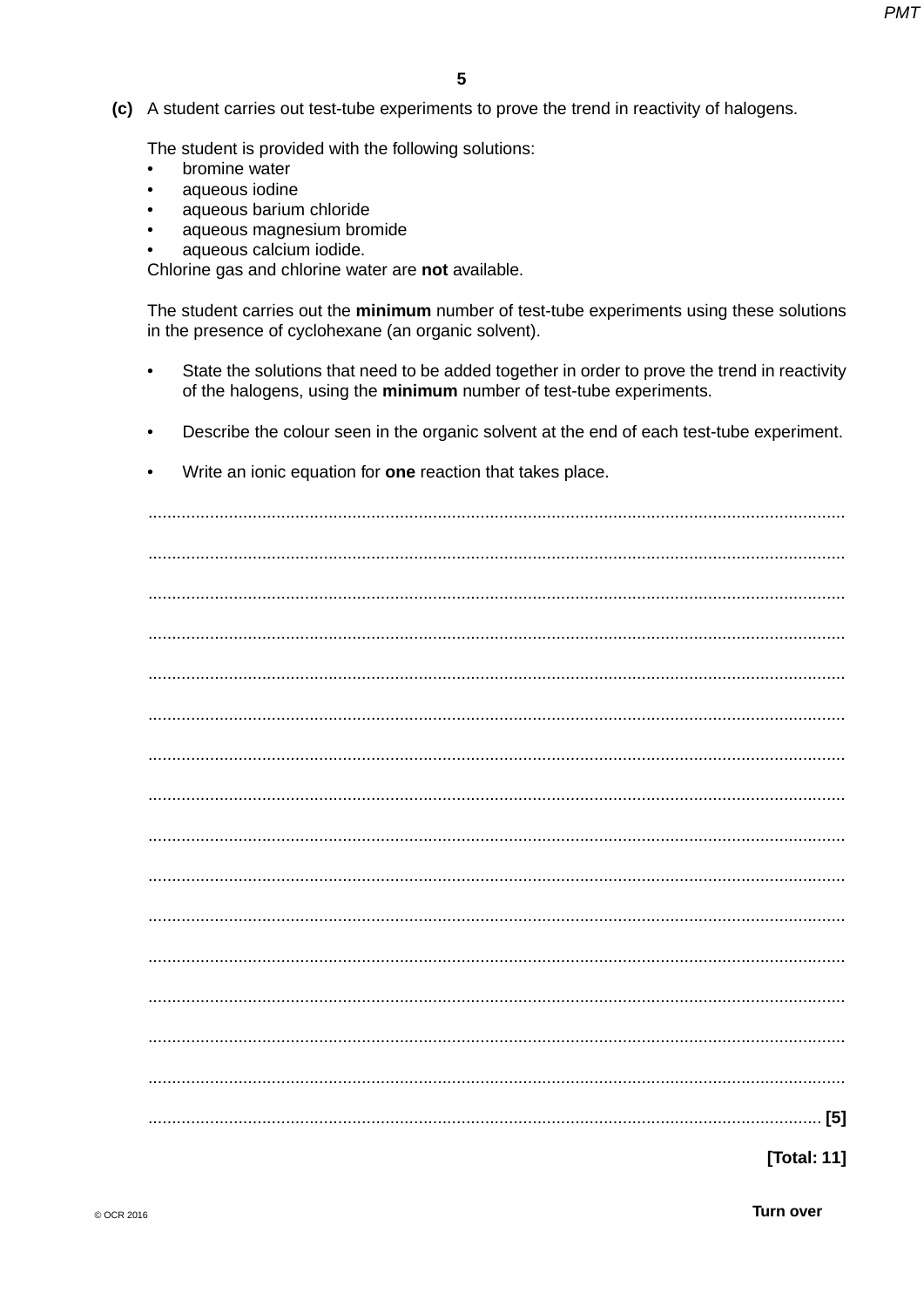**(c)** A student carries out test-tube experiments to prove the trend in reactivity of halogens.

The student is provided with the following solutions:

- bromine water
- aqueous iodine
- aqueous barium chloride
- aqueous magnesium bromide
- aqueous calcium iodide.

Chlorine gas and chlorine water are **not** available.

The student carries out the **minimum** number of test-tube experiments using these solutions in the presence of cyclohexane (an organic solvent).

- State the solutions that need to be added together in order to prove the trend in reactivity of the halogens, using the **minimum** number of test-tube experiments.
- Describe the colour seen in the organic solvent at the end of each test-tube experiment.
- Write an ionic equation for **one** reaction that takes place.

..........................................................................................................................................

..........................................................................................................................................

..........................................................................................................................................

..........................................................................................................................................

..........................................................................................................................................

..........................................................................................................................................

..........................................................................................................................................

..........................................................................................................................................

..........................................................................................................................................

..........................................................................................................................................

..........................................................................................................................................

..........................................................................................................................................

..........................................................................................................................................

..........................................................................................................................................

..........................................................................................................................................

.......................................................................................................................................... **[5]**

**[Total: 11]**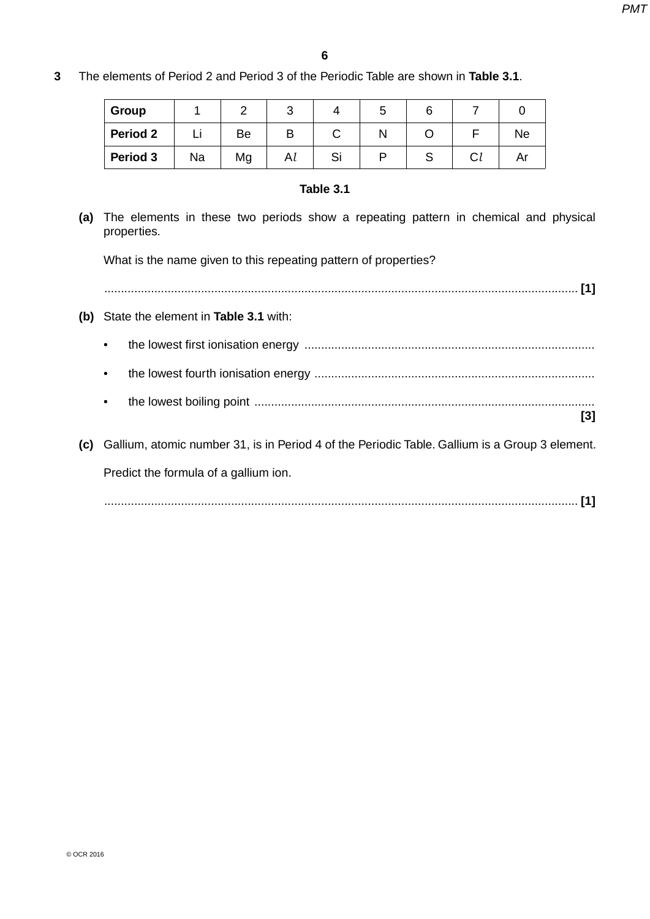**3** The elements of Period 2 and Period 3 of the Periodic Table are shown in **Table 3.1**.

| **Group** | 1 | 2 | 3 | 4 | 5 | 6 | 7 | 0 |
|---|---|---|---|---|---|---|---|---|
| **Period 2** | Li | Be | B | C | N | O | F | Ne |
| **Period 3** | Na | Mg | Al | Si | P | S | Cl | Ar |

**Table 3.1**

**(a)** The elements in these two periods show a repeating pattern in chemical and physical properties.

What is the name given to this repeating pattern of properties?

............................................................................................................................................ **[1]**

**(b)** State the element in **Table 3.1** with:

- the lowest first ionisation energy ......................................................................................
- the lowest fourth ionisation energy ...................................................................................
- the lowest boiling point .....................................................................................................

**[3]**

**(c)** Gallium, atomic number 31, is in Period 4 of the Periodic Table. Gallium is a Group 3 element.

Predict the formula of a gallium ion.

............................................................................................................................................ **[1]**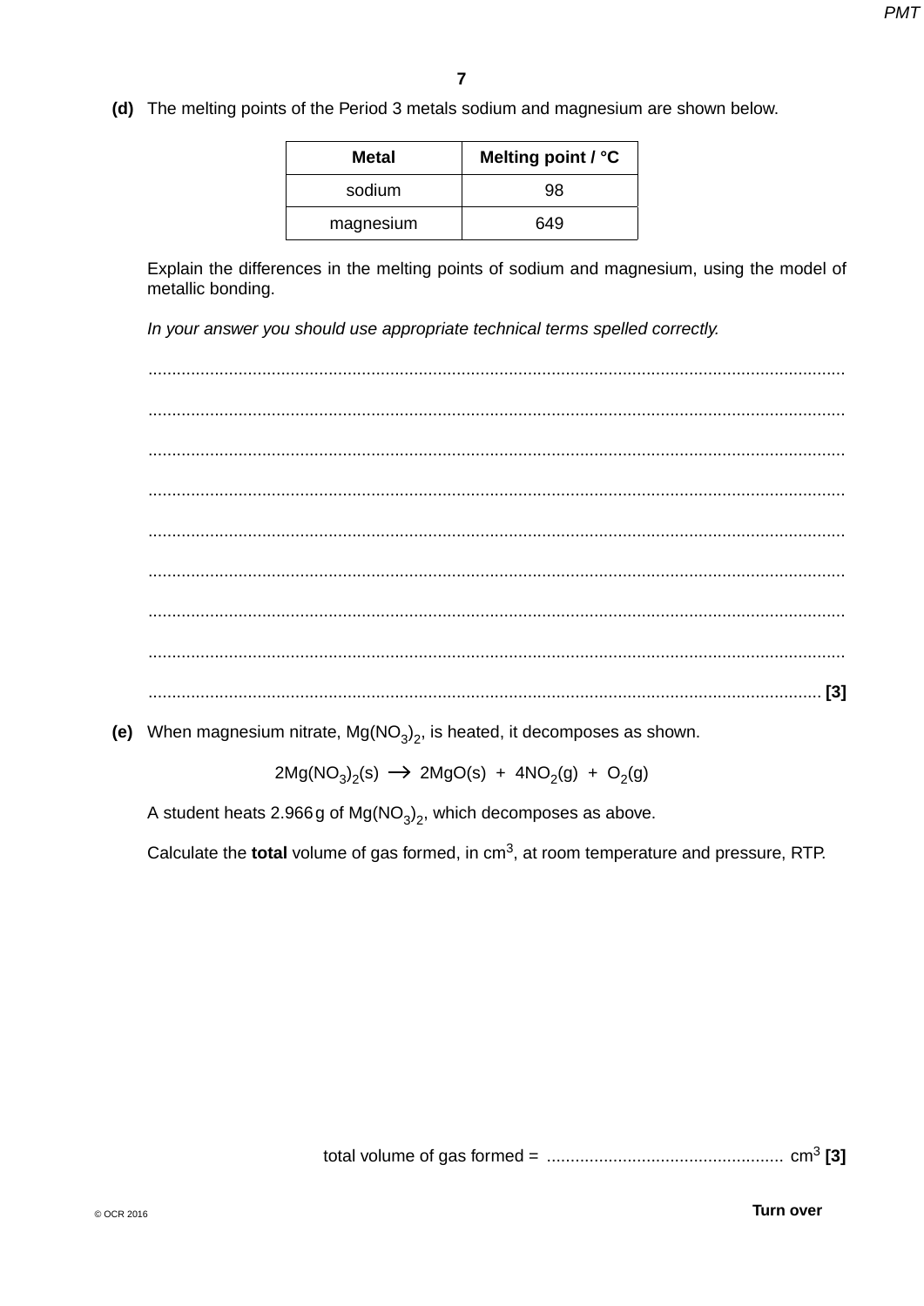**(d)** The melting points of the Period 3 metals sodium and magnesium are shown below.

| Metal | Melting point / °C |
| --- | --- |
| sodium | 98 |
| magnesium | 649 |

Explain the differences in the melting points of sodium and magnesium, using the model of metallic bonding.

*In your answer you should use appropriate technical terms spelled correctly.*

..............................................................................................................................................

..............................................................................................................................................

..............................................................................................................................................

..............................................................................................................................................

..............................................................................................................................................

..............................................................................................................................................

..............................................................................................................................................

..............................................................................................................................................

.............................................................................................................................................. **[3]**

**(e)** When magnesium nitrate, $Mg(NO_3)_2$, is heated, it decomposes as shown.

$$2Mg(NO_3)_2(s) \rightarrow 2MgO(s) + 4NO_2(g) + O_2(g)$$

A student heats 2.966 g of $Mg(NO_3)_2$, which decomposes as above.

Calculate the **total** volume of gas formed, in $cm^3$, at room temperature and pressure, RTP.

total volume of gas formed = ................................................. $cm^3$ **[3]**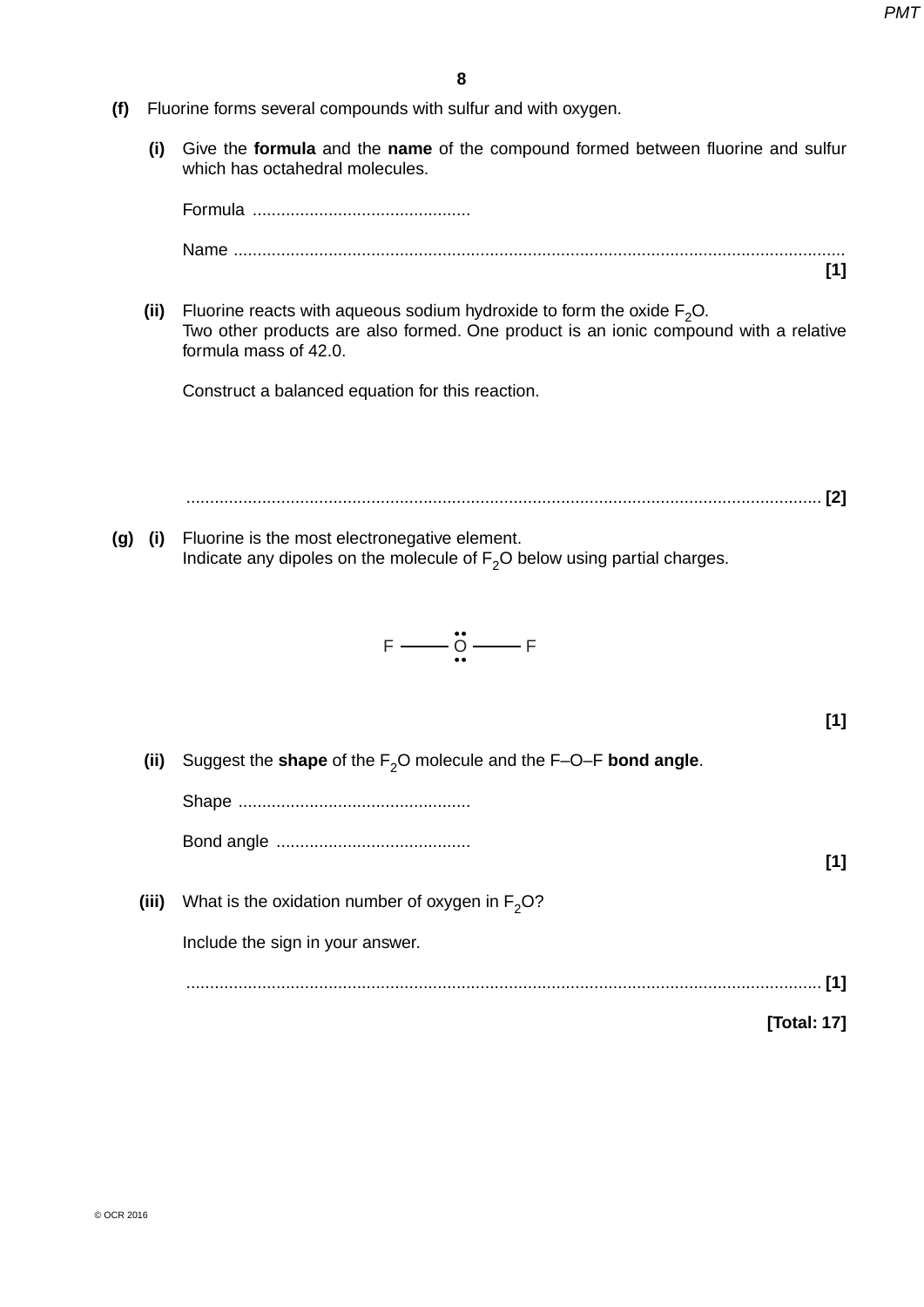**(f)** Fluorine forms several compounds with sulfur and with oxygen.

**(i)** Give the **formula** and the **name** of the compound formed between fluorine and sulfur which has octahedral molecules.

Formula ..............................................

Name ................................................................................................................................ **[1]**

**(ii)** Fluorine reacts with aqueous sodium hydroxide to form the oxide $F_2O$.
Two other products are also formed. One product is an ionic compound with a relative formula mass of 42.0.

Construct a balanced equation for this reaction.

...................................................................................................................................... **[2]**

**(g)** **(i)** Fluorine is the most electronegative element.
Indicate any dipoles on the molecule of $F_2O$ below using partial charges.

F —— Ö —— F (with two lone pairs on O)

**[1]**

**(ii)** Suggest the **shape** of the $F_2O$ molecule and the F–O–F **bond angle**.

Shape .................................................

Bond angle .........................................

**[1]**

**(iii)** What is the oxidation number of oxygen in $F_2O$?

Include the sign in your answer.

...................................................................................................................................... **[1]**

**[Total: 17]**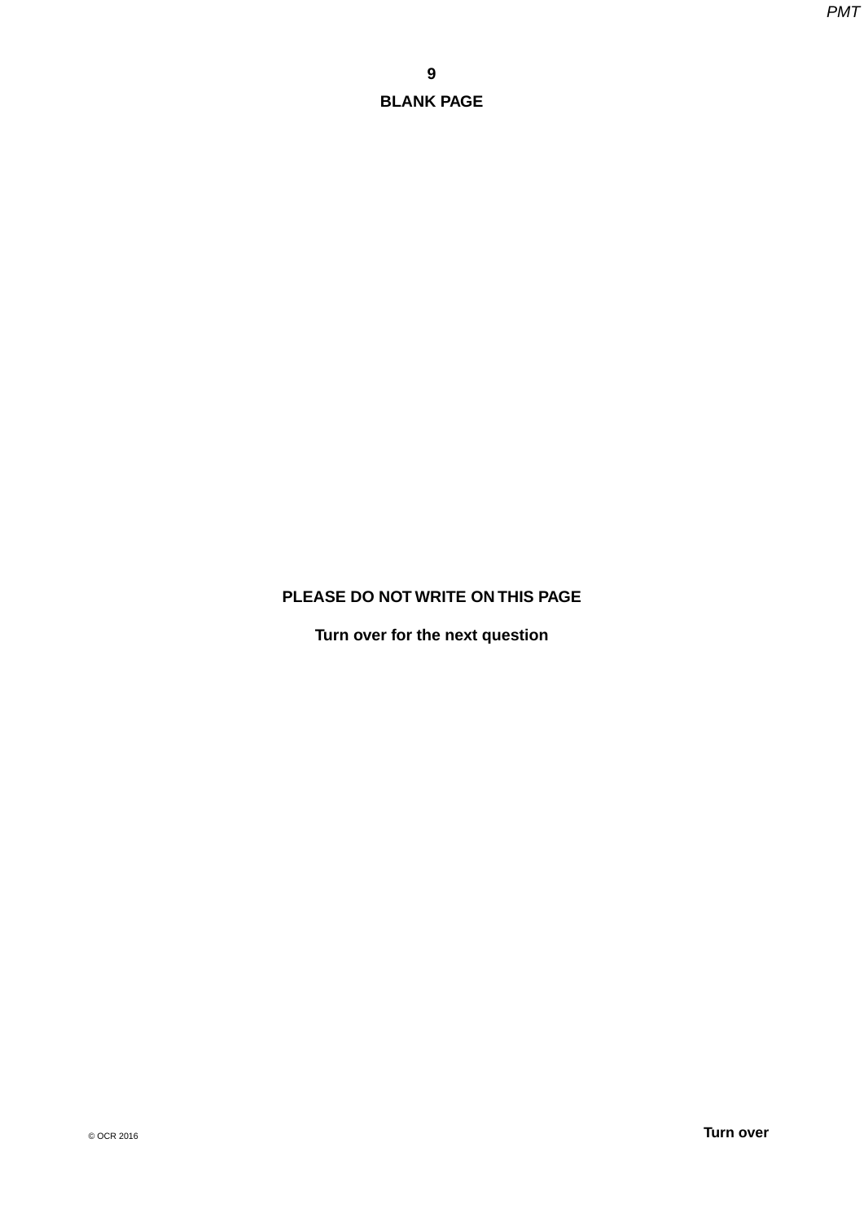**BLANK PAGE**

**PLEASE DO NOT WRITE ON THIS PAGE**

**Turn over for the next question**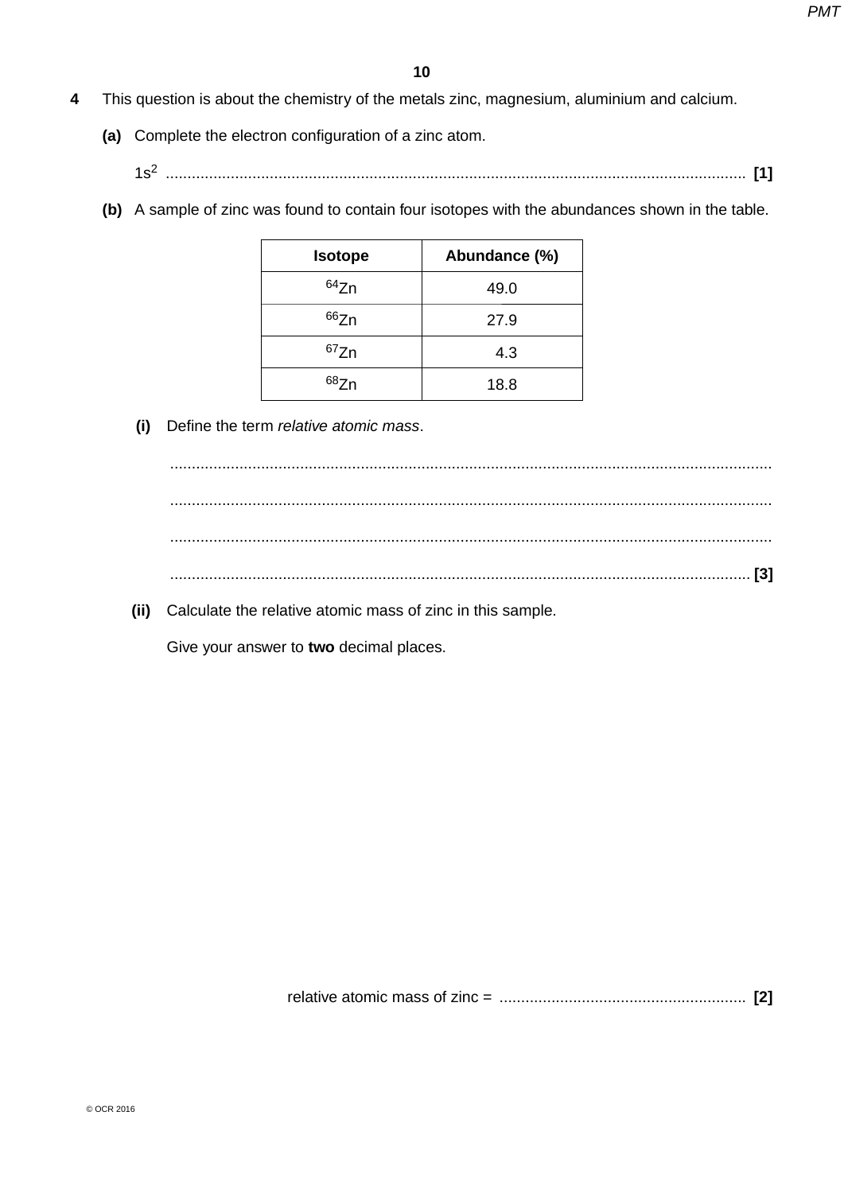**4** This question is about the chemistry of the metals zinc, magnesium, aluminium and calcium.

**(a)** Complete the electron configuration of a zinc atom.

$1s^2$ ........................................................................................................................................ **[1]**

**(b)** A sample of zinc was found to contain four isotopes with the abundances shown in the table.

| Isotope | Abundance (%) |
|---|---|
| $^{64}Zn$ | 49.0 |
| $^{66}Zn$ | 27.9 |
| $^{67}Zn$ | 4.3 |
| $^{68}Zn$ | 18.8 |

**(i)** Define the term *relative atomic mass*.

..........................................................................................................................................

..........................................................................................................................................

..........................................................................................................................................

...................................................................................................................................... **[3]**

**(ii)** Calculate the relative atomic mass of zinc in this sample.

Give your answer to **two** decimal places.

relative atomic mass of zinc = ......................................................... **[2]**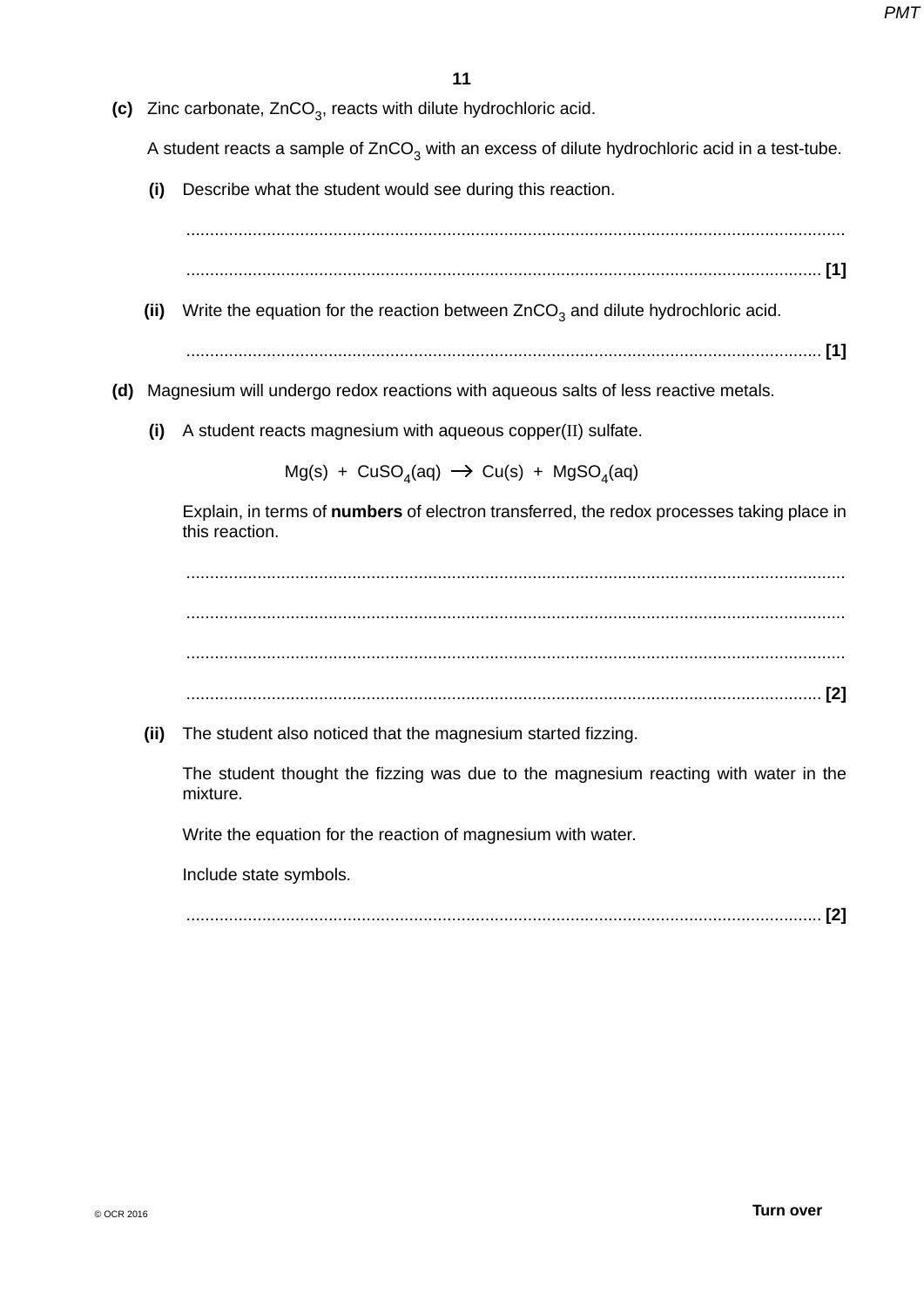**(c)** Zinc carbonate, $ZnCO_3$, reacts with dilute hydrochloric acid.

A student reacts a sample of $ZnCO_3$ with an excess of dilute hydrochloric acid in a test-tube.

**(i)** Describe what the student would see during this reaction.

..........................................................................................................................................

.......................................................................................................................................... **[1]**

**(ii)** Write the equation for the reaction between $ZnCO_3$ and dilute hydrochloric acid.

.......................................................................................................................................... **[1]**

**(d)** Magnesium will undergo redox reactions with aqueous salts of less reactive metals.

**(i)** A student reacts magnesium with aqueous copper(II) sulfate.

$$Mg(s) + CuSO_4(aq) \rightarrow Cu(s) + MgSO_4(aq)$$

Explain, in terms of **numbers** of electron transferred, the redox processes taking place in this reaction.

..........................................................................................................................................

..........................................................................................................................................

..........................................................................................................................................

.......................................................................................................................................... **[2]**

**(ii)** The student also noticed that the magnesium started fizzing.

The student thought the fizzing was due to the magnesium reacting with water in the mixture.

Write the equation for the reaction of magnesium with water.

Include state symbols.

.......................................................................................................................................... **[2]**

© OCR 2016

**Turn over**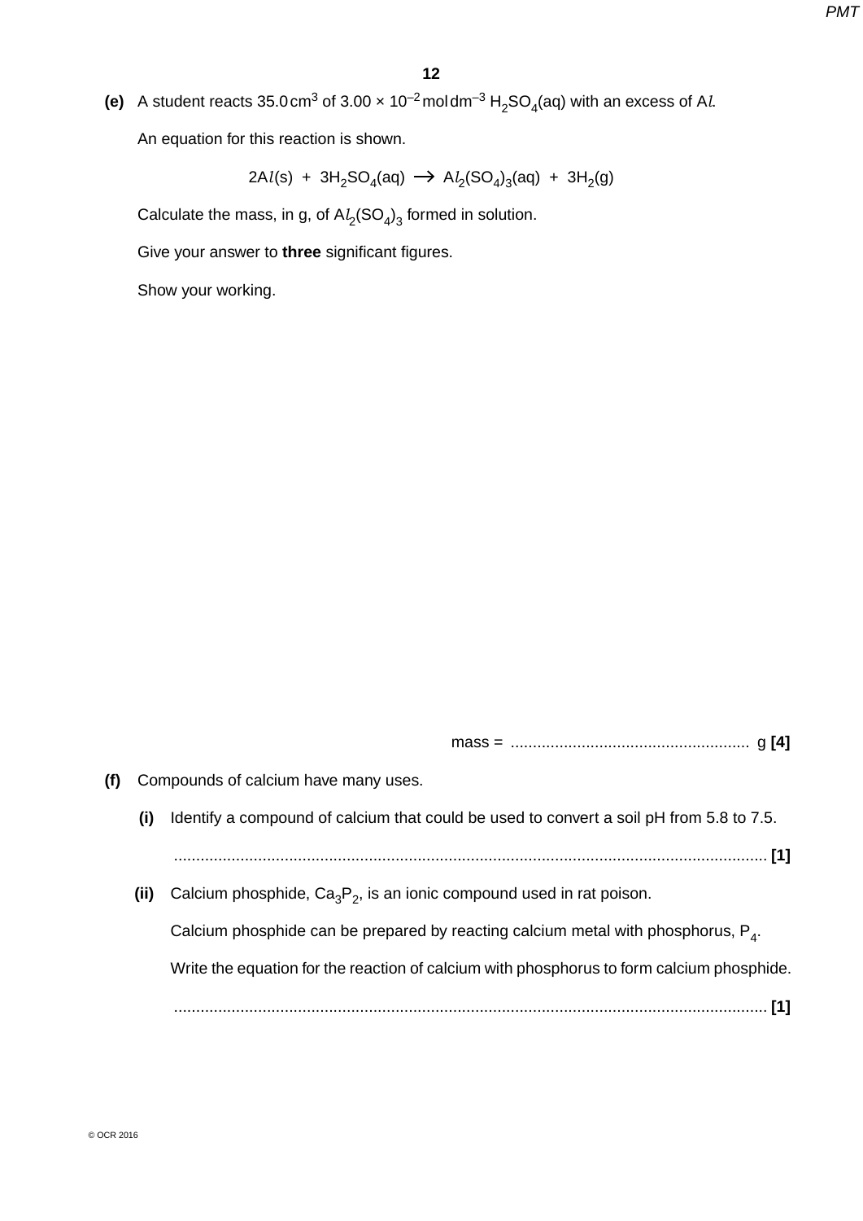**(e)** A student reacts $35.0\,cm^3$ of $3.00 \times 10^{-2}\,mol\,dm^{-3}$ $H_2SO_4(aq)$ with an excess of A*l*.

An equation for this reaction is shown.

$$2Al(s) + 3H_2SO_4(aq) \rightarrow Al_2(SO_4)_3(aq) + 3H_2(g)$$

Calculate the mass, in g, of $Al_2(SO_4)_3$ formed in solution.

Give your answer to **three** significant figures.

Show your working.

mass = ...................................................... g **[4]**

**(f)** Compounds of calcium have many uses.

**(i)** Identify a compound of calcium that could be used to convert a soil pH from 5.8 to 7.5.

...................................................................................................................................... **[1]**

**(ii)** Calcium phosphide, $Ca_3P_2$, is an ionic compound used in rat poison.

Calcium phosphide can be prepared by reacting calcium metal with phosphorus, $P_4$.

Write the equation for the reaction of calcium with phosphorus to form calcium phosphide.

...................................................................................................................................... **[1]**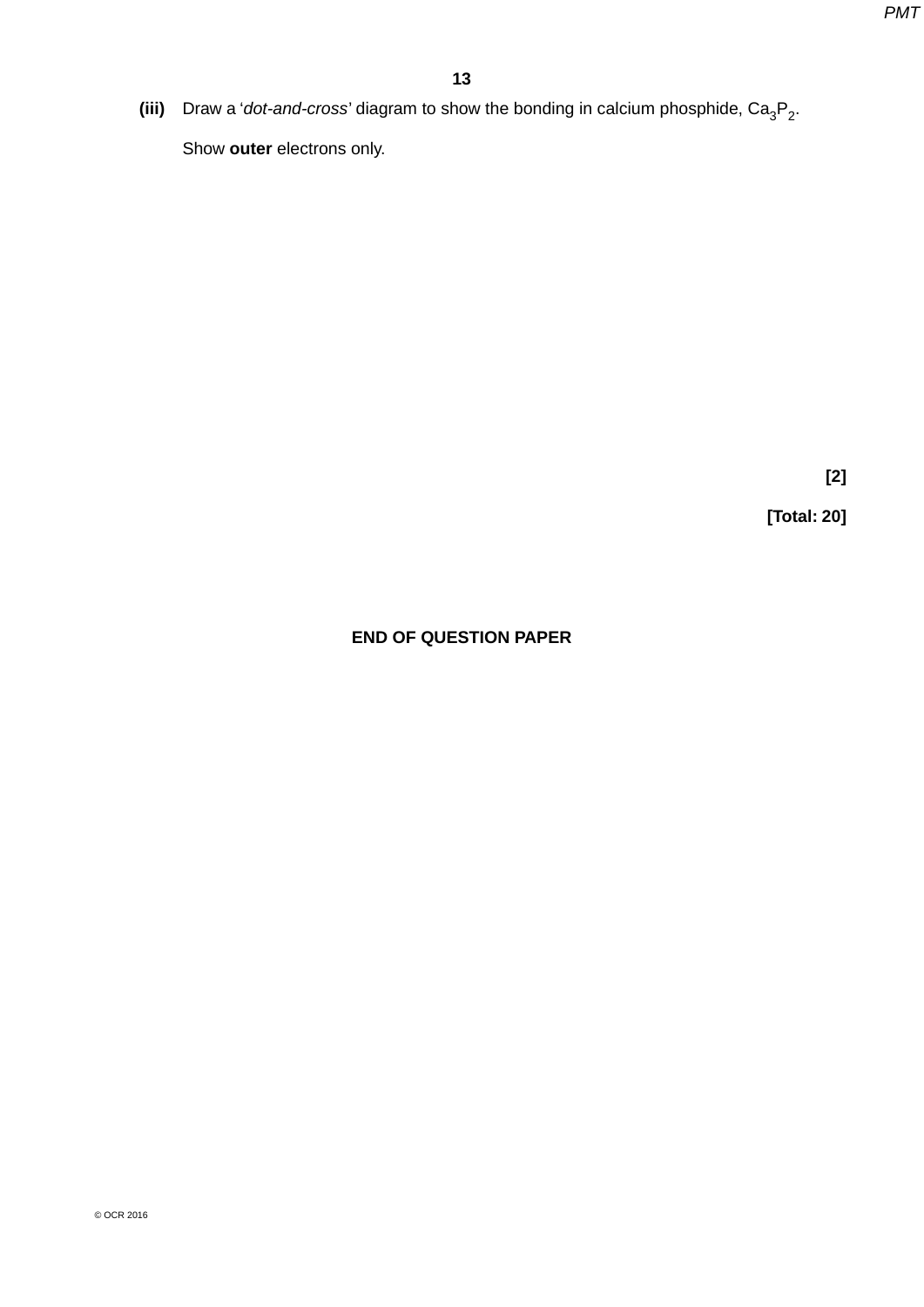**(iii)** Draw a '*dot-and-cross*' diagram to show the bonding in calcium phosphide, $Ca_3P_2$.

Show **outer** electrons only.

**[2]**

**[Total: 20]**

**END OF QUESTION PAPER**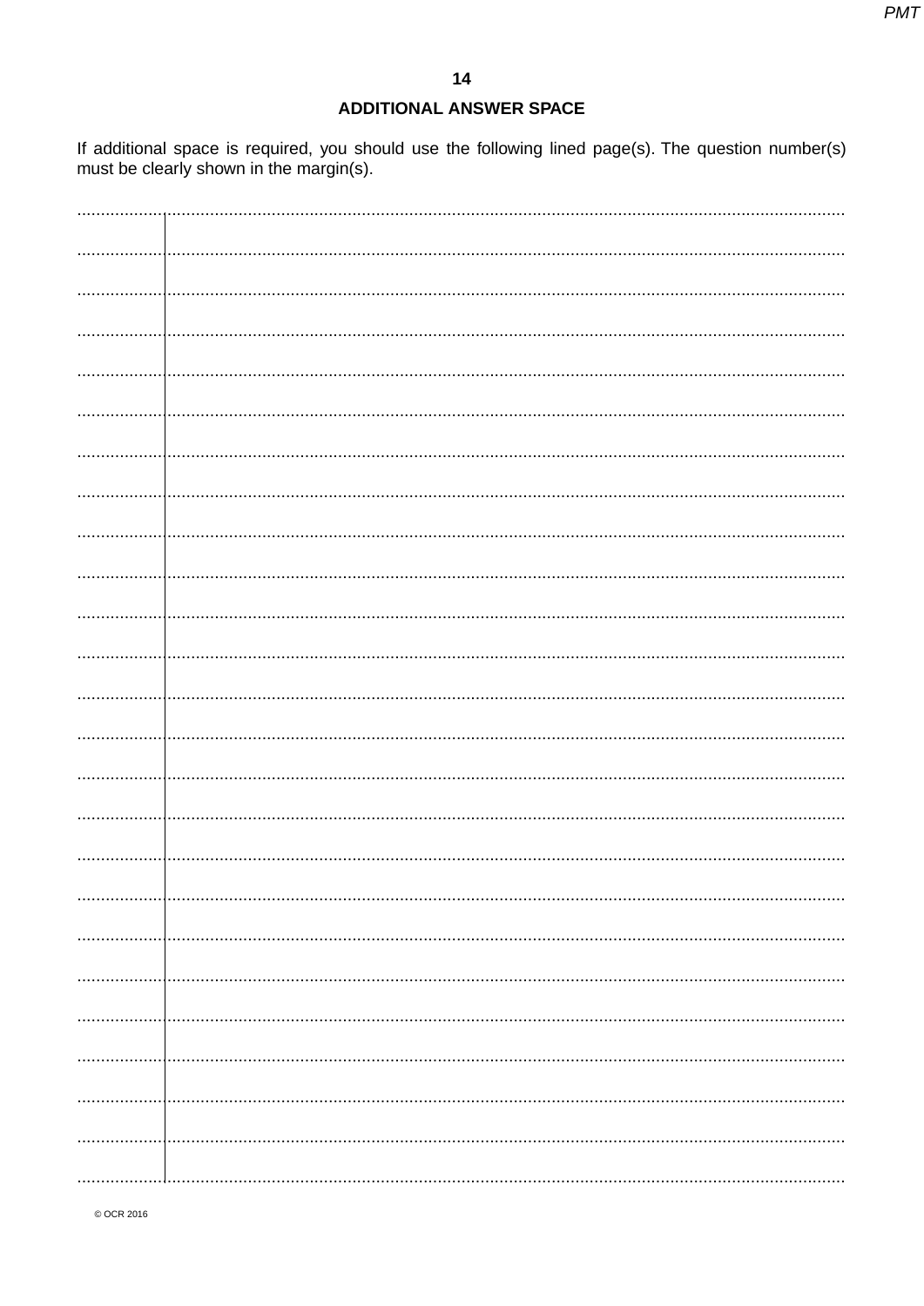## ADDITIONAL ANSWER SPACE

If additional space is required, you should use the following lined page(s). The question number(s) must be clearly shown in the margin(s).

© OCR 2016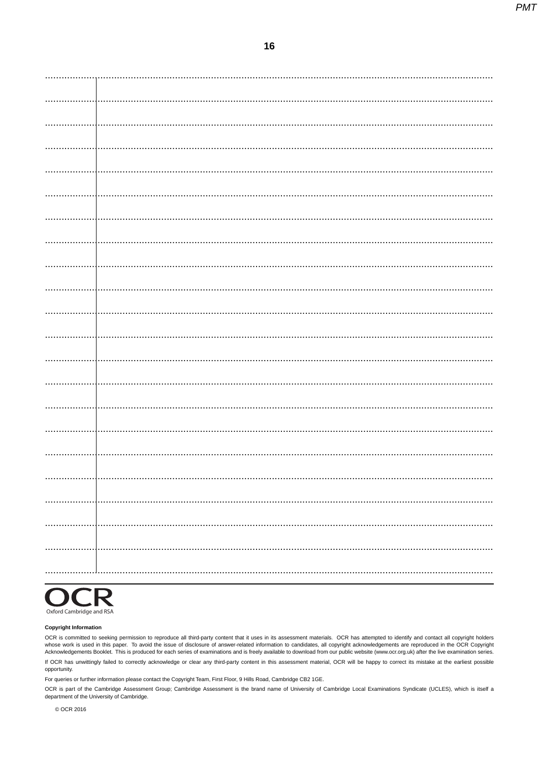Oxford Cambridge and RSA

**Copyright Information**

OCR is committed to seeking permission to reproduce all third-party content that it uses in its assessment materials. OCR has attempted to identify and contact all copyright holders whose work is used in this paper. To avoid the issue of disclosure of answer-related information to candidates, all copyright acknowledgements are reproduced in the OCR Copyright Acknowledgements Booklet. This is produced for each series of examinations and is freely available to download from our public website (www.ocr.org.uk) after the live examination series.

If OCR has unwittingly failed to correctly acknowledge or clear any third-party content in this assessment material, OCR will be happy to correct its mistake at the earliest possible opportunity.

For queries or further information please contact the Copyright Team, First Floor, 9 Hills Road, Cambridge CB2 1GE.

OCR is part of the Cambridge Assessment Group; Cambridge Assessment is the brand name of University of Cambridge Local Examinations Syndicate (UCLES), which is itself a department of the University of Cambridge.

© OCR 2016